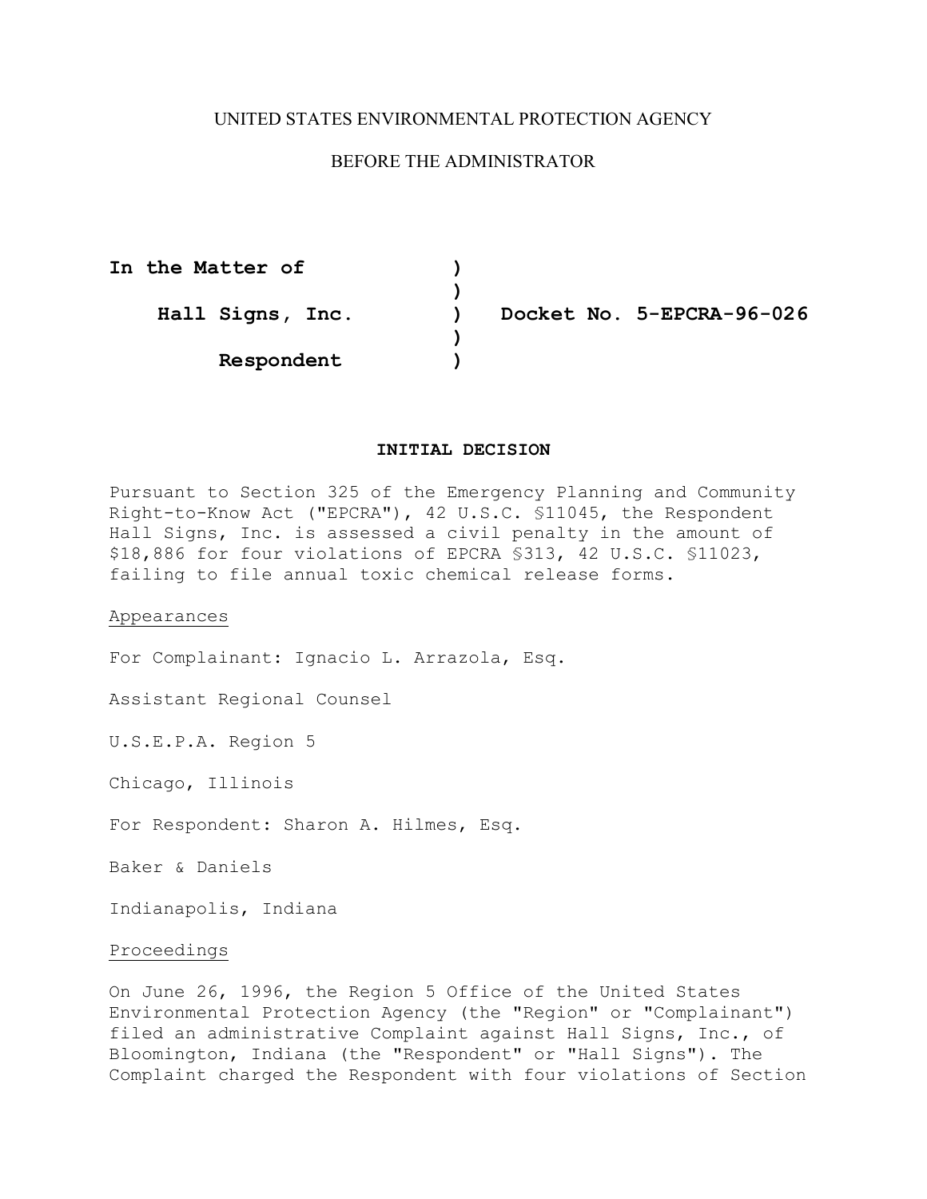UNITED STATES ENVIRONMENTAL PROTECTION AGENCY

BEFORE THE ADMINISTRATOR

| | | |
|---|---|---|
| **In the Matter of** | ) | |
| | ) | |
| **Hall Signs, Inc.** | ) | **Docket No. 5-EPCRA-96-026** |
| | ) | |
| **Respondent** | ) | |

**INITIAL DECISION**

Pursuant to Section 325 of the Emergency Planning and Community Right-to-Know Act ("EPCRA"), 42 U.S.C. §11045, the Respondent Hall Signs, Inc. is assessed a civil penalty in the amount of $18,886 for four violations of EPCRA §313, 42 U.S.C. §11023, failing to file annual toxic chemical release forms.

Appearances

For Complainant: Ignacio L. Arrazola, Esq.

Assistant Regional Counsel

U.S.E.P.A. Region 5

Chicago, Illinois

For Respondent: Sharon A. Hilmes, Esq.

Baker & Daniels

Indianapolis, Indiana

Proceedings

On June 26, 1996, the Region 5 Office of the United States Environmental Protection Agency (the "Region" or "Complainant") filed an administrative Complaint against Hall Signs, Inc., of Bloomington, Indiana (the "Respondent" or "Hall Signs"). The Complaint charged the Respondent with four violations of Section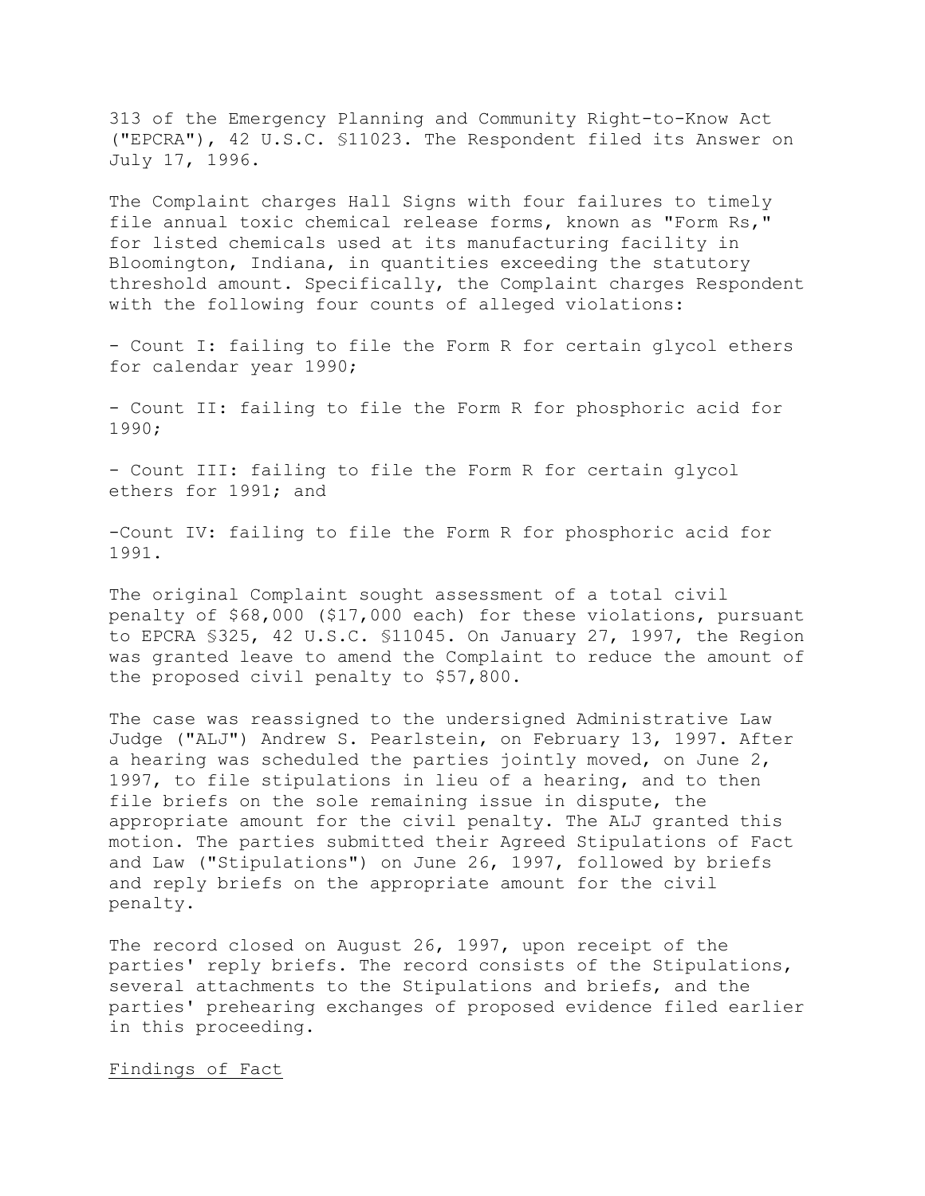313 of the Emergency Planning and Community Right-to-Know Act ("EPCRA"), 42 U.S.C. §11023. The Respondent filed its Answer on July 17, 1996.

The Complaint charges Hall Signs with four failures to timely file annual toxic chemical release forms, known as "Form Rs," for listed chemicals used at its manufacturing facility in Bloomington, Indiana, in quantities exceeding the statutory threshold amount. Specifically, the Complaint charges Respondent with the following four counts of alleged violations:

- Count I: failing to file the Form R for certain glycol ethers for calendar year 1990;

- Count II: failing to file the Form R for phosphoric acid for 1990;

- Count III: failing to file the Form R for certain glycol ethers for 1991; and

-Count IV: failing to file the Form R for phosphoric acid for 1991.

The original Complaint sought assessment of a total civil penalty of $68,000 ($17,000 each) for these violations, pursuant to EPCRA §325, 42 U.S.C. §11045. On January 27, 1997, the Region was granted leave to amend the Complaint to reduce the amount of the proposed civil penalty to $57,800.

The case was reassigned to the undersigned Administrative Law Judge ("ALJ") Andrew S. Pearlstein, on February 13, 1997. After a hearing was scheduled the parties jointly moved, on June 2, 1997, to file stipulations in lieu of a hearing, and to then file briefs on the sole remaining issue in dispute, the appropriate amount for the civil penalty. The ALJ granted this motion. The parties submitted their Agreed Stipulations of Fact and Law ("Stipulations") on June 26, 1997, followed by briefs and reply briefs on the appropriate amount for the civil penalty.

The record closed on August 26, 1997, upon receipt of the parties' reply briefs. The record consists of the Stipulations, several attachments to the Stipulations and briefs, and the parties' prehearing exchanges of proposed evidence filed earlier in this proceeding.

Findings of Fact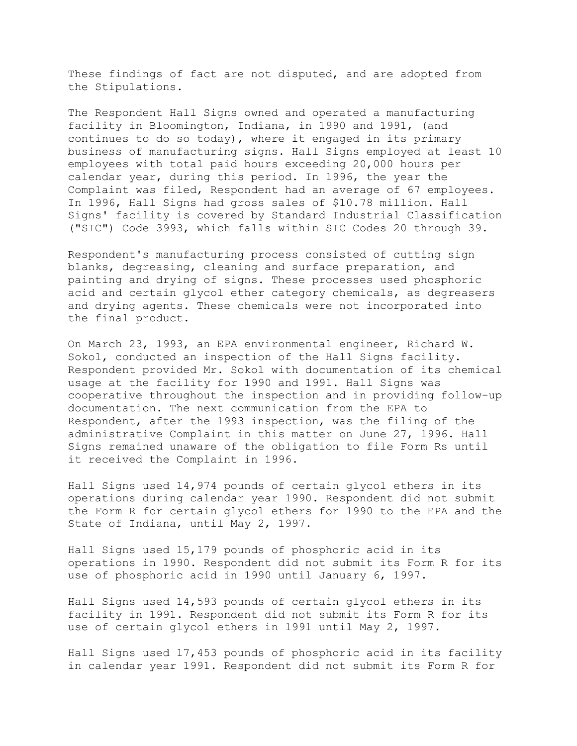These findings of fact are not disputed, and are adopted from the Stipulations.

The Respondent Hall Signs owned and operated a manufacturing facility in Bloomington, Indiana, in 1990 and 1991, (and continues to do so today), where it engaged in its primary business of manufacturing signs. Hall Signs employed at least 10 employees with total paid hours exceeding 20,000 hours per calendar year, during this period. In 1996, the year the Complaint was filed, Respondent had an average of 67 employees. In 1996, Hall Signs had gross sales of $10.78 million. Hall Signs' facility is covered by Standard Industrial Classification ("SIC") Code 3993, which falls within SIC Codes 20 through 39.

Respondent's manufacturing process consisted of cutting sign blanks, degreasing, cleaning and surface preparation, and painting and drying of signs. These processes used phosphoric acid and certain glycol ether category chemicals, as degreasers and drying agents. These chemicals were not incorporated into the final product.

On March 23, 1993, an EPA environmental engineer, Richard W. Sokol, conducted an inspection of the Hall Signs facility. Respondent provided Mr. Sokol with documentation of its chemical usage at the facility for 1990 and 1991. Hall Signs was cooperative throughout the inspection and in providing follow-up documentation. The next communication from the EPA to Respondent, after the 1993 inspection, was the filing of the administrative Complaint in this matter on June 27, 1996. Hall Signs remained unaware of the obligation to file Form Rs until it received the Complaint in 1996.

Hall Signs used 14,974 pounds of certain glycol ethers in its operations during calendar year 1990. Respondent did not submit the Form R for certain glycol ethers for 1990 to the EPA and the State of Indiana, until May 2, 1997.

Hall Signs used 15,179 pounds of phosphoric acid in its operations in 1990. Respondent did not submit its Form R for its use of phosphoric acid in 1990 until January 6, 1997.

Hall Signs used 14,593 pounds of certain glycol ethers in its facility in 1991. Respondent did not submit its Form R for its use of certain glycol ethers in 1991 until May 2, 1997.

Hall Signs used 17,453 pounds of phosphoric acid in its facility in calendar year 1991. Respondent did not submit its Form R for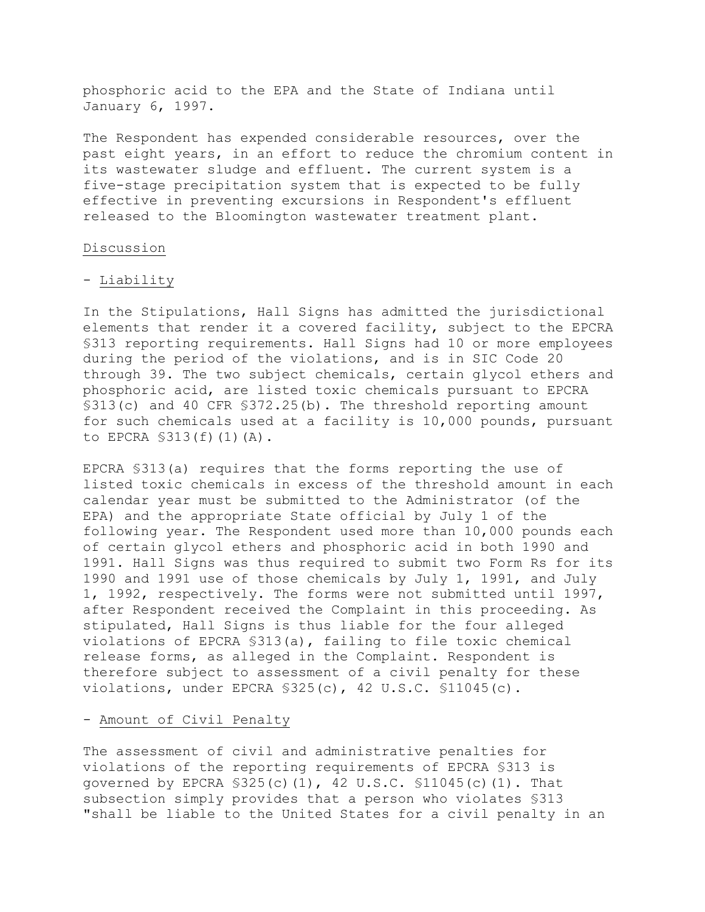phosphoric acid to the EPA and the State of Indiana until January 6, 1997.

The Respondent has expended considerable resources, over the past eight years, in an effort to reduce the chromium content in its wastewater sludge and effluent. The current system is a five-stage precipitation system that is expected to be fully effective in preventing excursions in Respondent's effluent released to the Bloomington wastewater treatment plant.

Discussion

- Liability

In the Stipulations, Hall Signs has admitted the jurisdictional elements that render it a covered facility, subject to the EPCRA §313 reporting requirements. Hall Signs had 10 or more employees during the period of the violations, and is in SIC Code 20 through 39. The two subject chemicals, certain glycol ethers and phosphoric acid, are listed toxic chemicals pursuant to EPCRA §313(c) and 40 CFR §372.25(b). The threshold reporting amount for such chemicals used at a facility is 10,000 pounds, pursuant to EPCRA §313(f)(1)(A).

EPCRA §313(a) requires that the forms reporting the use of listed toxic chemicals in excess of the threshold amount in each calendar year must be submitted to the Administrator (of the EPA) and the appropriate State official by July 1 of the following year. The Respondent used more than 10,000 pounds each of certain glycol ethers and phosphoric acid in both 1990 and 1991. Hall Signs was thus required to submit two Form Rs for its 1990 and 1991 use of those chemicals by July 1, 1991, and July 1, 1992, respectively. The forms were not submitted until 1997, after Respondent received the Complaint in this proceeding. As stipulated, Hall Signs is thus liable for the four alleged violations of EPCRA §313(a), failing to file toxic chemical release forms, as alleged in the Complaint. Respondent is therefore subject to assessment of a civil penalty for these violations, under EPCRA §325(c), 42 U.S.C. §11045(c).

- Amount of Civil Penalty

The assessment of civil and administrative penalties for violations of the reporting requirements of EPCRA §313 is governed by EPCRA §325(c)(1), 42 U.S.C. §11045(c)(1). That subsection simply provides that a person who violates §313 "shall be liable to the United States for a civil penalty in an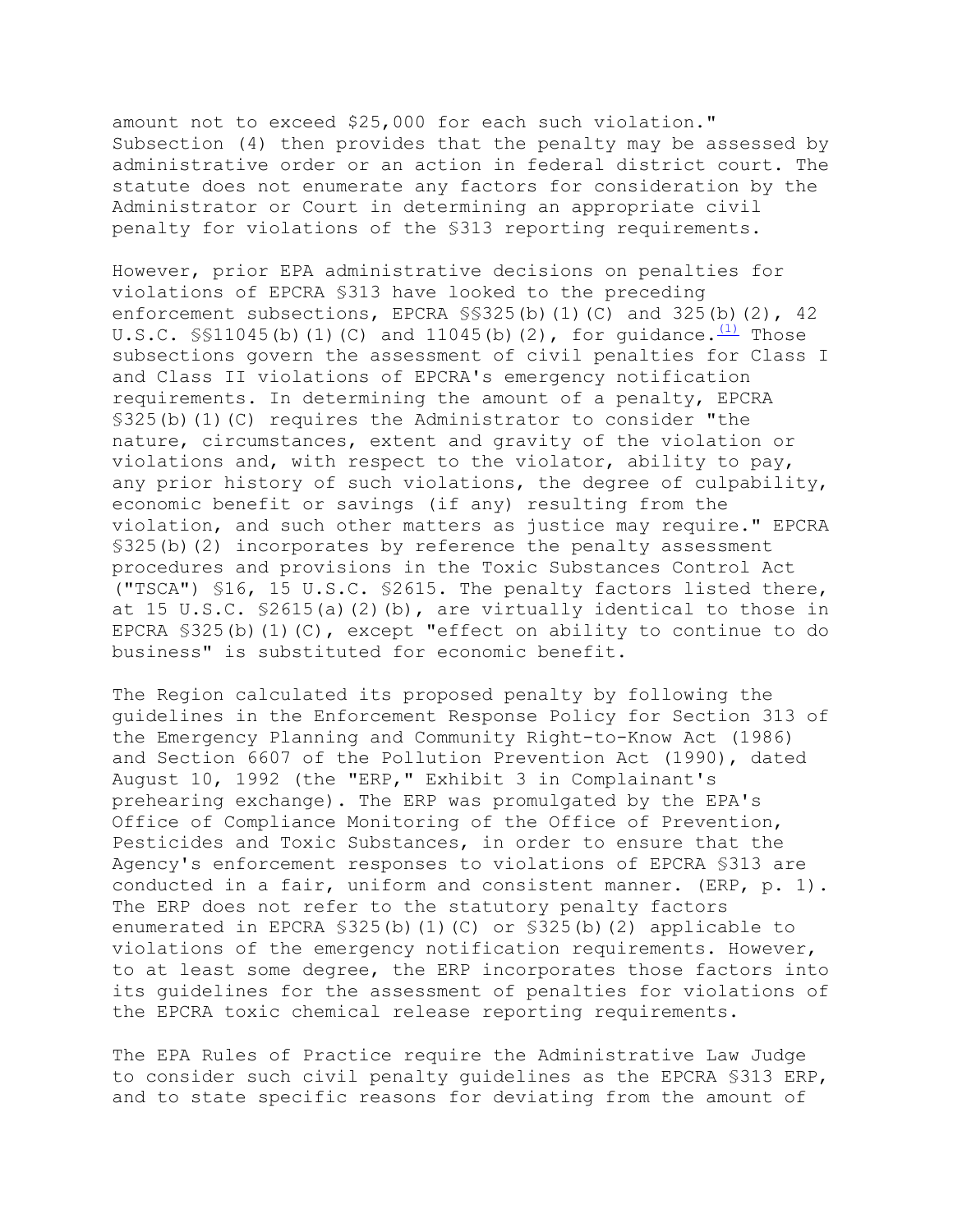amount not to exceed $25,000 for each such violation." Subsection (4) then provides that the penalty may be assessed by administrative order or an action in federal district court. The statute does not enumerate any factors for consideration by the Administrator or Court in determining an appropriate civil penalty for violations of the §313 reporting requirements.

However, prior EPA administrative decisions on penalties for violations of EPCRA §313 have looked to the preceding enforcement subsections, EPCRA §§325(b)(1)(C) and 325(b)(2), 42 U.S.C. §§11045(b)(1)(C) and 11045(b)(2), for guidance.[(1)] Those subsections govern the assessment of civil penalties for Class I and Class II violations of EPCRA's emergency notification requirements. In determining the amount of a penalty, EPCRA §325(b)(1)(C) requires the Administrator to consider "the nature, circumstances, extent and gravity of the violation or violations and, with respect to the violator, ability to pay, any prior history of such violations, the degree of culpability, economic benefit or savings (if any) resulting from the violation, and such other matters as justice may require." EPCRA §325(b)(2) incorporates by reference the penalty assessment procedures and provisions in the Toxic Substances Control Act ("TSCA") §16, 15 U.S.C. §2615. The penalty factors listed there, at 15 U.S.C. §2615(a)(2)(b), are virtually identical to those in EPCRA §325(b)(1)(C), except "effect on ability to continue to do business" is substituted for economic benefit.

The Region calculated its proposed penalty by following the guidelines in the Enforcement Response Policy for Section 313 of the Emergency Planning and Community Right-to-Know Act (1986) and Section 6607 of the Pollution Prevention Act (1990), dated August 10, 1992 (the "ERP," Exhibit 3 in Complainant's prehearing exchange). The ERP was promulgated by the EPA's Office of Compliance Monitoring of the Office of Prevention, Pesticides and Toxic Substances, in order to ensure that the Agency's enforcement responses to violations of EPCRA §313 are conducted in a fair, uniform and consistent manner. (ERP, p. 1). The ERP does not refer to the statutory penalty factors enumerated in EPCRA §325(b)(1)(C) or §325(b)(2) applicable to violations of the emergency notification requirements. However, to at least some degree, the ERP incorporates those factors into its guidelines for the assessment of penalties for violations of the EPCRA toxic chemical release reporting requirements.

The EPA Rules of Practice require the Administrative Law Judge to consider such civil penalty guidelines as the EPCRA §313 ERP, and to state specific reasons for deviating from the amount of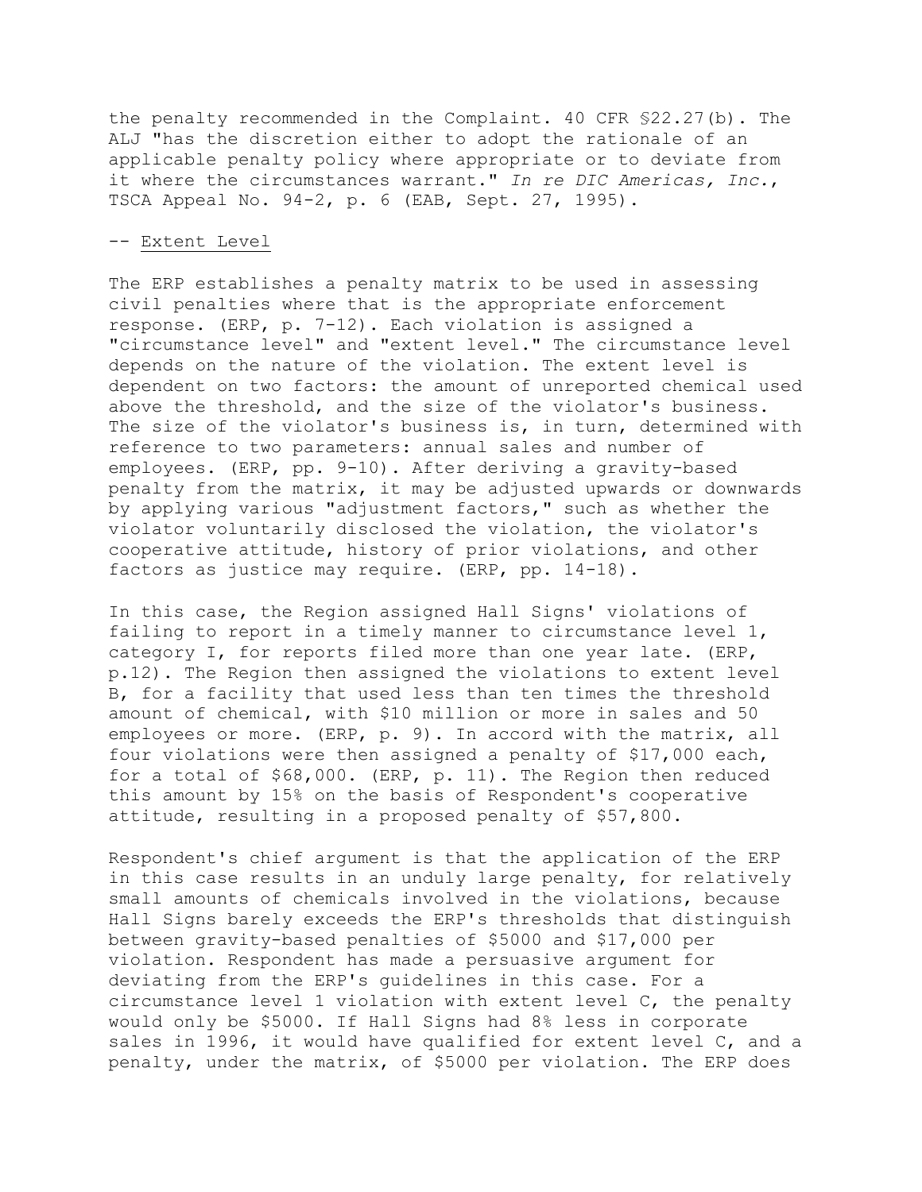the penalty recommended in the Complaint. 40 CFR §22.27(b). The ALJ "has the discretion either to adopt the rationale of an applicable penalty policy where appropriate or to deviate from it where the circumstances warrant." *In re DIC Americas, Inc.*, TSCA Appeal No. 94-2, p. 6 (EAB, Sept. 27, 1995).

-- Extent Level

The ERP establishes a penalty matrix to be used in assessing civil penalties where that is the appropriate enforcement response. (ERP, p. 7-12). Each violation is assigned a "circumstance level" and "extent level." The circumstance level depends on the nature of the violation. The extent level is dependent on two factors: the amount of unreported chemical used above the threshold, and the size of the violator's business. The size of the violator's business is, in turn, determined with reference to two parameters: annual sales and number of employees. (ERP, pp. 9-10). After deriving a gravity-based penalty from the matrix, it may be adjusted upwards or downwards by applying various "adjustment factors," such as whether the violator voluntarily disclosed the violation, the violator's cooperative attitude, history of prior violations, and other factors as justice may require. (ERP, pp. 14-18).

In this case, the Region assigned Hall Signs' violations of failing to report in a timely manner to circumstance level 1, category I, for reports filed more than one year late. (ERP, p.12). The Region then assigned the violations to extent level B, for a facility that used less than ten times the threshold amount of chemical, with $10 million or more in sales and 50 employees or more. (ERP, p. 9). In accord with the matrix, all four violations were then assigned a penalty of $17,000 each, for a total of $68,000. (ERP, p. 11). The Region then reduced this amount by 15% on the basis of Respondent's cooperative attitude, resulting in a proposed penalty of $57,800.

Respondent's chief argument is that the application of the ERP in this case results in an unduly large penalty, for relatively small amounts of chemicals involved in the violations, because Hall Signs barely exceeds the ERP's thresholds that distinguish between gravity-based penalties of $5000 and $17,000 per violation. Respondent has made a persuasive argument for deviating from the ERP's guidelines in this case. For a circumstance level 1 violation with extent level C, the penalty would only be $5000. If Hall Signs had 8% less in corporate sales in 1996, it would have qualified for extent level C, and a penalty, under the matrix, of $5000 per violation. The ERP does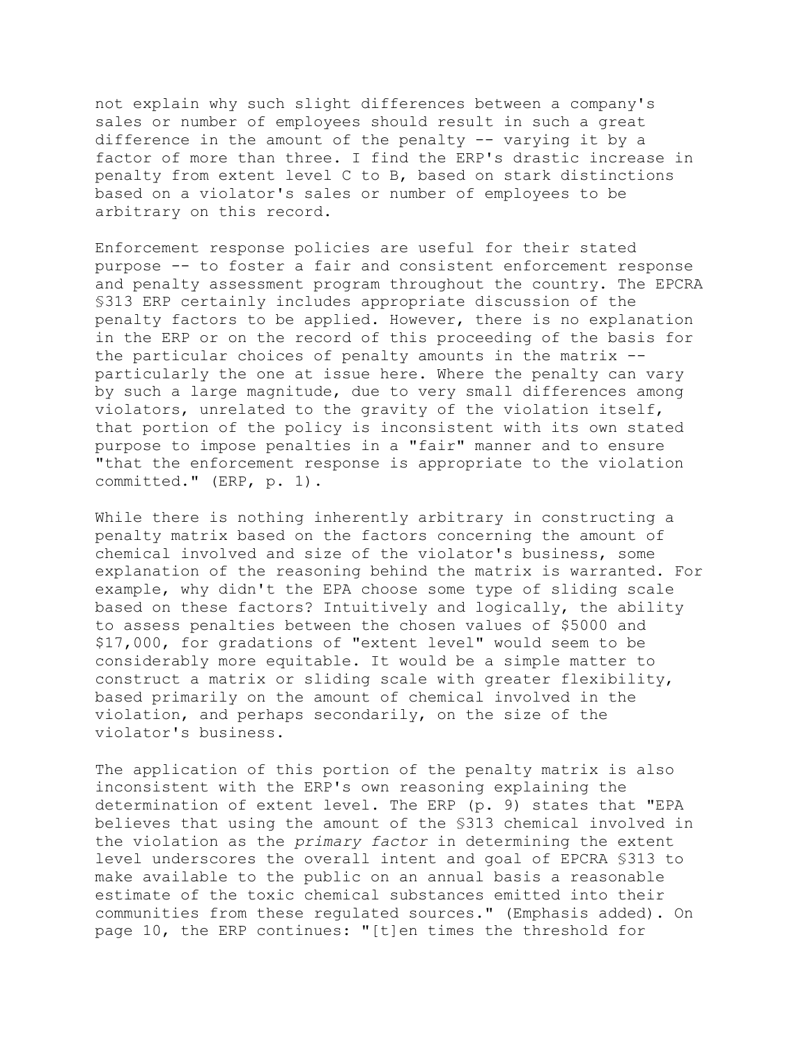not explain why such slight differences between a company's sales or number of employees should result in such a great difference in the amount of the penalty -- varying it by a factor of more than three. I find the ERP's drastic increase in penalty from extent level C to B, based on stark distinctions based on a violator's sales or number of employees to be arbitrary on this record.

Enforcement response policies are useful for their stated purpose -- to foster a fair and consistent enforcement response and penalty assessment program throughout the country. The EPCRA §313 ERP certainly includes appropriate discussion of the penalty factors to be applied. However, there is no explanation in the ERP or on the record of this proceeding of the basis for the particular choices of penalty amounts in the matrix -- particularly the one at issue here. Where the penalty can vary by such a large magnitude, due to very small differences among violators, unrelated to the gravity of the violation itself, that portion of the policy is inconsistent with its own stated purpose to impose penalties in a "fair" manner and to ensure "that the enforcement response is appropriate to the violation committed." (ERP, p. 1).

While there is nothing inherently arbitrary in constructing a penalty matrix based on the factors concerning the amount of chemical involved and size of the violator's business, some explanation of the reasoning behind the matrix is warranted. For example, why didn't the EPA choose some type of sliding scale based on these factors? Intuitively and logically, the ability to assess penalties between the chosen values of $5000 and $17,000, for gradations of "extent level" would seem to be considerably more equitable. It would be a simple matter to construct a matrix or sliding scale with greater flexibility, based primarily on the amount of chemical involved in the violation, and perhaps secondarily, on the size of the violator's business.

The application of this portion of the penalty matrix is also inconsistent with the ERP's own reasoning explaining the determination of extent level. The ERP (p. 9) states that "EPA believes that using the amount of the §313 chemical involved in the violation as the *primary factor* in determining the extent level underscores the overall intent and goal of EPCRA §313 to make available to the public on an annual basis a reasonable estimate of the toxic chemical substances emitted into their communities from these regulated sources." (Emphasis added). On page 10, the ERP continues: "[t]en times the threshold for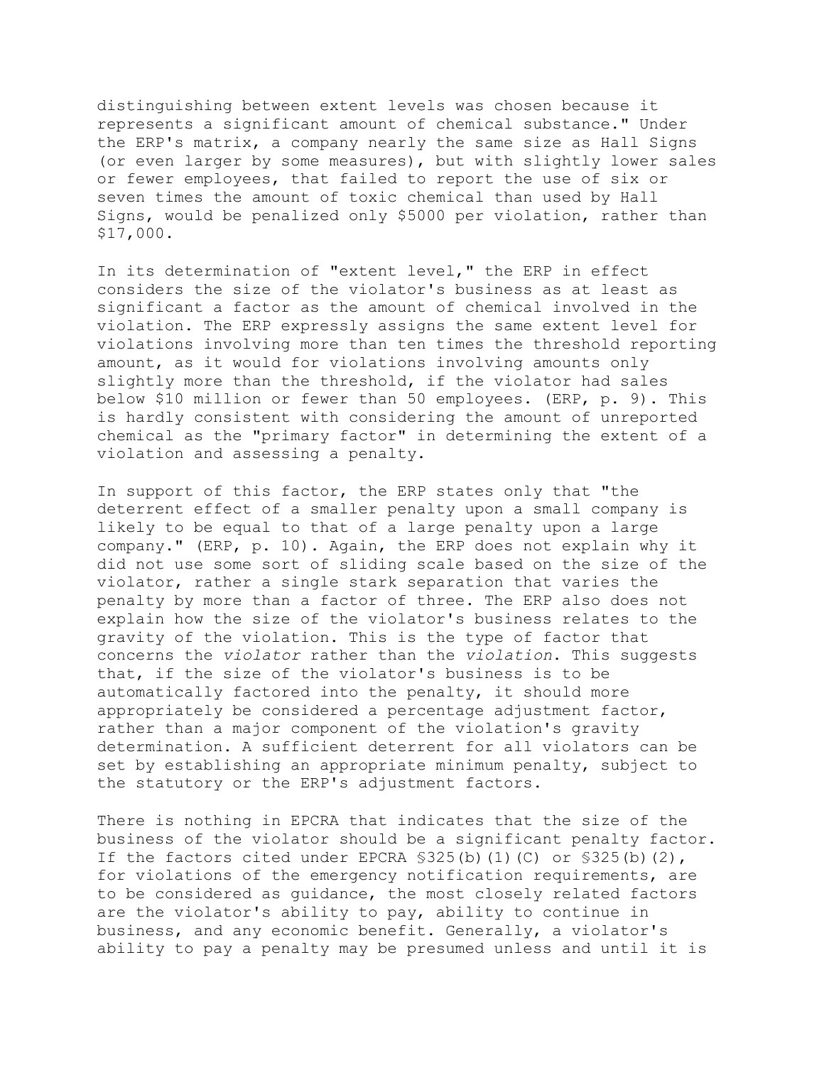distinguishing between extent levels was chosen because it represents a significant amount of chemical substance." Under the ERP's matrix, a company nearly the same size as Hall Signs (or even larger by some measures), but with slightly lower sales or fewer employees, that failed to report the use of six or seven times the amount of toxic chemical than used by Hall Signs, would be penalized only $5000 per violation, rather than $17,000.

In its determination of "extent level," the ERP in effect considers the size of the violator's business as at least as significant a factor as the amount of chemical involved in the violation. The ERP expressly assigns the same extent level for violations involving more than ten times the threshold reporting amount, as it would for violations involving amounts only slightly more than the threshold, if the violator had sales below $10 million or fewer than 50 employees. (ERP, p. 9). This is hardly consistent with considering the amount of unreported chemical as the "primary factor" in determining the extent of a violation and assessing a penalty.

In support of this factor, the ERP states only that "the deterrent effect of a smaller penalty upon a small company is likely to be equal to that of a large penalty upon a large company." (ERP, p. 10). Again, the ERP does not explain why it did not use some sort of sliding scale based on the size of the violator, rather a single stark separation that varies the penalty by more than a factor of three. The ERP also does not explain how the size of the violator's business relates to the gravity of the violation. This is the type of factor that concerns the *violator* rather than the *violation*. This suggests that, if the size of the violator's business is to be automatically factored into the penalty, it should more appropriately be considered a percentage adjustment factor, rather than a major component of the violation's gravity determination. A sufficient deterrent for all violators can be set by establishing an appropriate minimum penalty, subject to the statutory or the ERP's adjustment factors.

There is nothing in EPCRA that indicates that the size of the business of the violator should be a significant penalty factor. If the factors cited under EPCRA §325(b)(1)(C) or §325(b)(2), for violations of the emergency notification requirements, are to be considered as guidance, the most closely related factors are the violator's ability to pay, ability to continue in business, and any economic benefit. Generally, a violator's ability to pay a penalty may be presumed unless and until it is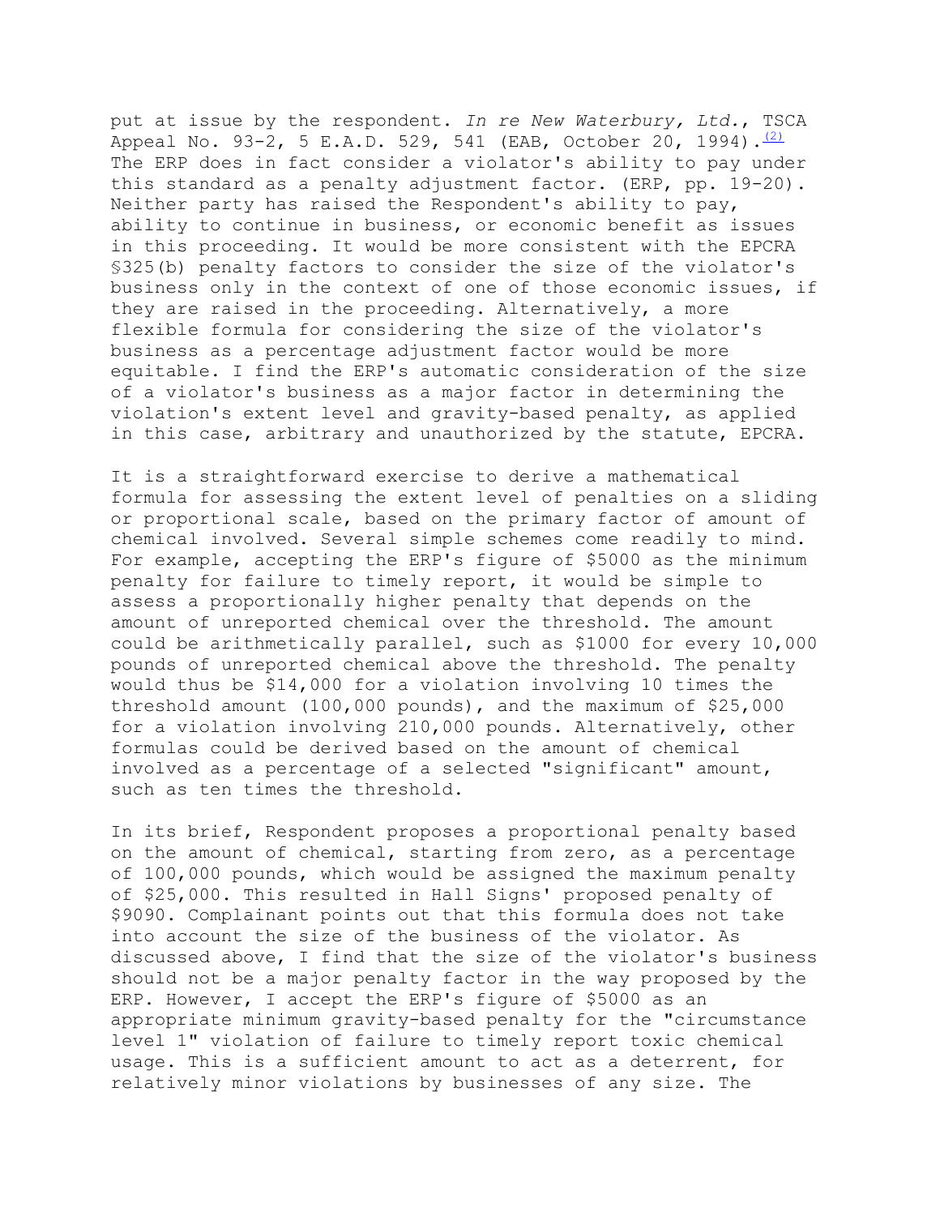put at issue by the respondent. *In re New Waterbury, Ltd.*, TSCA Appeal No. 93-2, 5 E.A.D. 529, 541 (EAB, October 20, 1994).[(2)] The ERP does in fact consider a violator's ability to pay under this standard as a penalty adjustment factor. (ERP, pp. 19-20). Neither party has raised the Respondent's ability to pay, ability to continue in business, or economic benefit as issues in this proceeding. It would be more consistent with the EPCRA §325(b) penalty factors to consider the size of the violator's business only in the context of one of those economic issues, if they are raised in the proceeding. Alternatively, a more flexible formula for considering the size of the violator's business as a percentage adjustment factor would be more equitable. I find the ERP's automatic consideration of the size of a violator's business as a major factor in determining the violation's extent level and gravity-based penalty, as applied in this case, arbitrary and unauthorized by the statute, EPCRA.

It is a straightforward exercise to derive a mathematical formula for assessing the extent level of penalties on a sliding or proportional scale, based on the primary factor of amount of chemical involved. Several simple schemes come readily to mind. For example, accepting the ERP's figure of $5000 as the minimum penalty for failure to timely report, it would be simple to assess a proportionally higher penalty that depends on the amount of unreported chemical over the threshold. The amount could be arithmetically parallel, such as $1000 for every 10,000 pounds of unreported chemical above the threshold. The penalty would thus be $14,000 for a violation involving 10 times the threshold amount (100,000 pounds), and the maximum of $25,000 for a violation involving 210,000 pounds. Alternatively, other formulas could be derived based on the amount of chemical involved as a percentage of a selected "significant" amount, such as ten times the threshold.

In its brief, Respondent proposes a proportional penalty based on the amount of chemical, starting from zero, as a percentage of 100,000 pounds, which would be assigned the maximum penalty of $25,000. This resulted in Hall Signs' proposed penalty of $9090. Complainant points out that this formula does not take into account the size of the business of the violator. As discussed above, I find that the size of the violator's business should not be a major penalty factor in the way proposed by the ERP. However, I accept the ERP's figure of $5000 as an appropriate minimum gravity-based penalty for the "circumstance level 1" violation of failure to timely report toxic chemical usage. This is a sufficient amount to act as a deterrent, for relatively minor violations by businesses of any size. The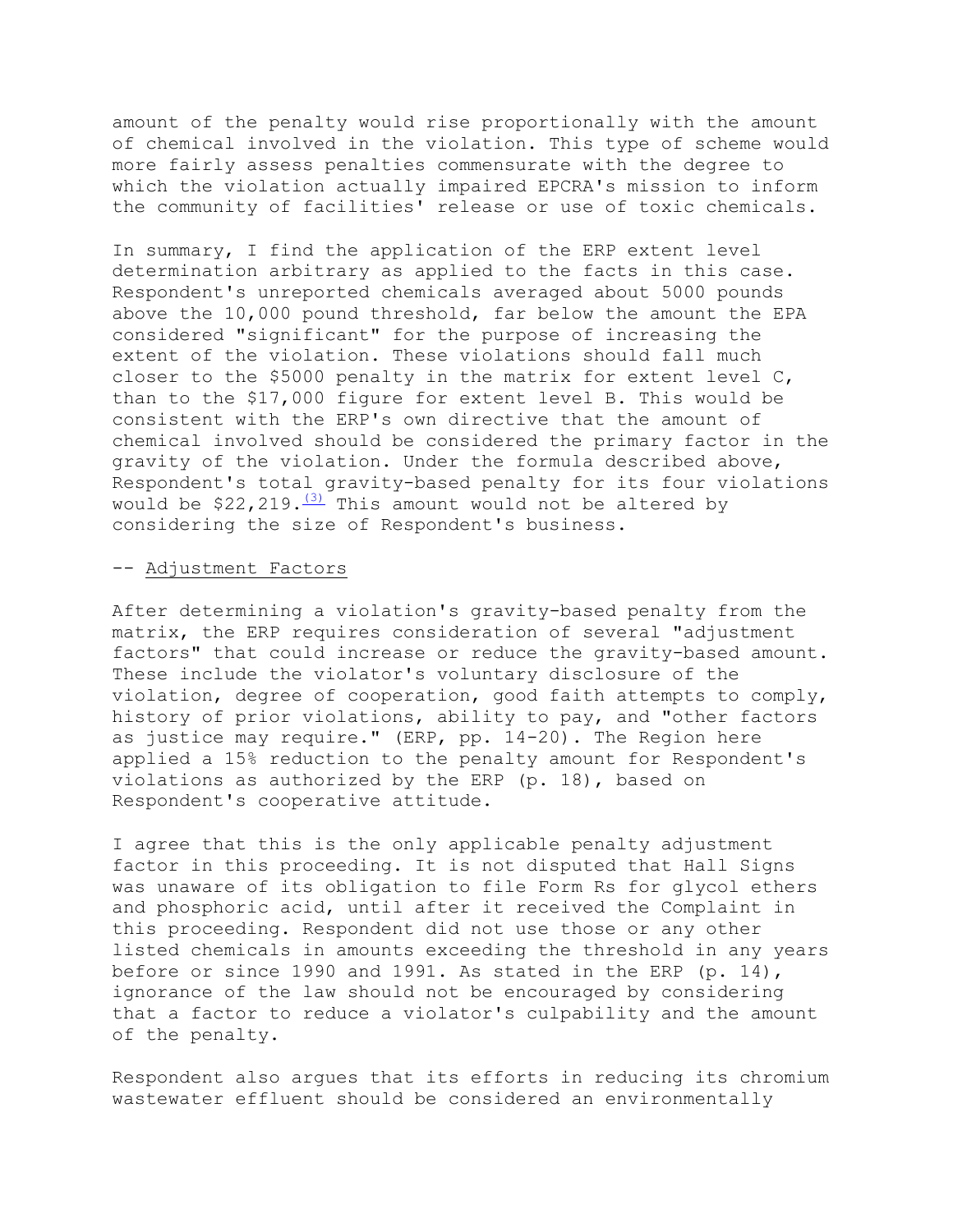amount of the penalty would rise proportionally with the amount of chemical involved in the violation. This type of scheme would more fairly assess penalties commensurate with the degree to which the violation actually impaired EPCRA's mission to inform the community of facilities' release or use of toxic chemicals.

In summary, I find the application of the ERP extent level determination arbitrary as applied to the facts in this case. Respondent's unreported chemicals averaged about 5000 pounds above the 10,000 pound threshold, far below the amount the EPA considered "significant" for the purpose of increasing the extent of the violation. These violations should fall much closer to the $5000 penalty in the matrix for extent level C, than to the $17,000 figure for extent level B. This would be consistent with the ERP's own directive that the amount of chemical involved should be considered the primary factor in the gravity of the violation. Under the formula described above, Respondent's total gravity-based penalty for its four violations would be $22,219.[(3)] This amount would not be altered by considering the size of Respondent's business.

-- Adjustment Factors

After determining a violation's gravity-based penalty from the matrix, the ERP requires consideration of several "adjustment factors" that could increase or reduce the gravity-based amount. These include the violator's voluntary disclosure of the violation, degree of cooperation, good faith attempts to comply, history of prior violations, ability to pay, and "other factors as justice may require." (ERP, pp. 14-20). The Region here applied a 15% reduction to the penalty amount for Respondent's violations as authorized by the ERP (p. 18), based on Respondent's cooperative attitude.

I agree that this is the only applicable penalty adjustment factor in this proceeding. It is not disputed that Hall Signs was unaware of its obligation to file Form Rs for glycol ethers and phosphoric acid, until after it received the Complaint in this proceeding. Respondent did not use those or any other listed chemicals in amounts exceeding the threshold in any years before or since 1990 and 1991. As stated in the ERP (p. 14), ignorance of the law should not be encouraged by considering that a factor to reduce a violator's culpability and the amount of the penalty.

Respondent also argues that its efforts in reducing its chromium wastewater effluent should be considered an environmentally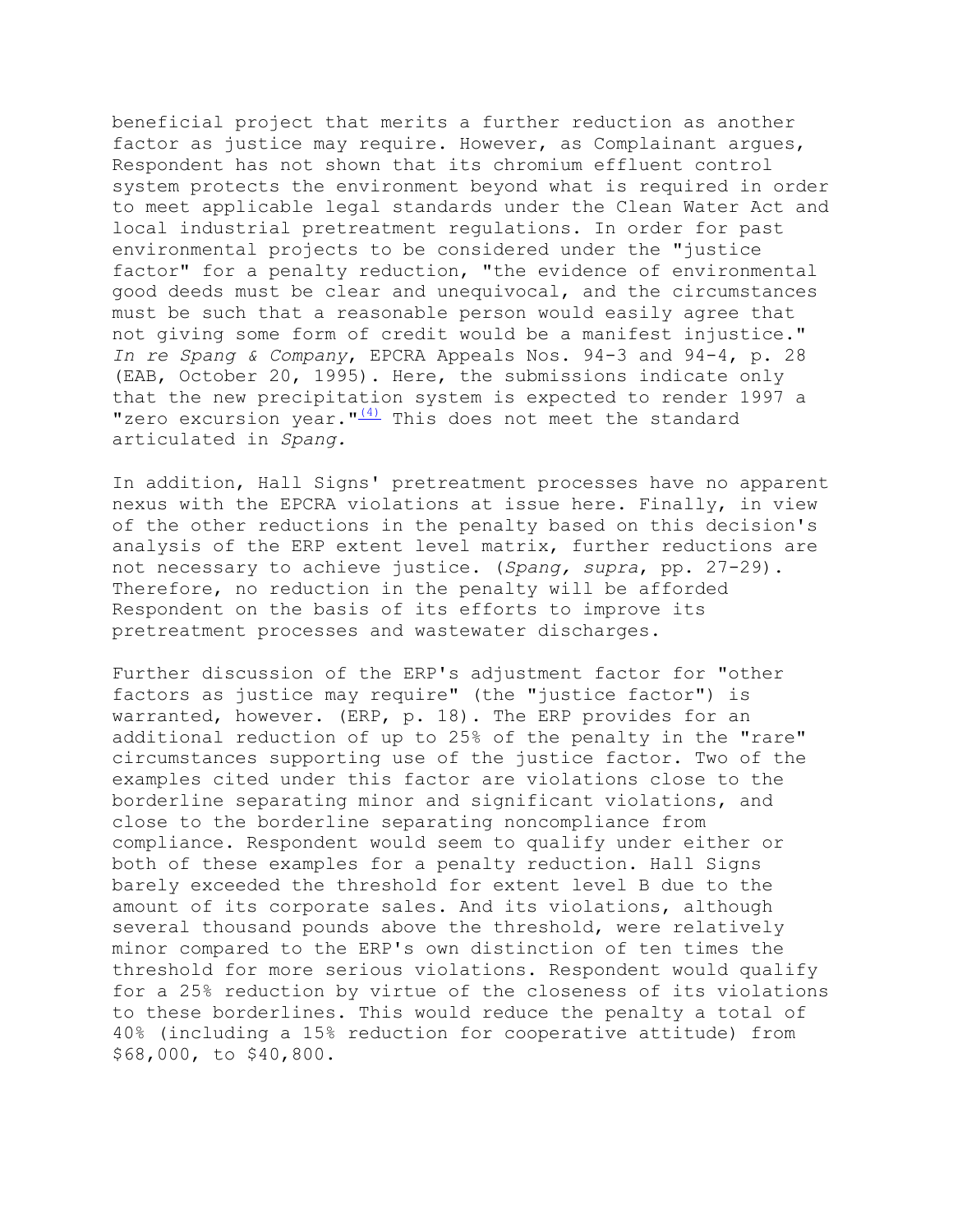beneficial project that merits a further reduction as another factor as justice may require. However, as Complainant argues, Respondent has not shown that its chromium effluent control system protects the environment beyond what is required in order to meet applicable legal standards under the Clean Water Act and local industrial pretreatment regulations. In order for past environmental projects to be considered under the "justice factor" for a penalty reduction, "the evidence of environmental good deeds must be clear and unequivocal, and the circumstances must be such that a reasonable person would easily agree that not giving some form of credit would be a manifest injustice." *In re Spang & Company*, EPCRA Appeals Nos. 94-3 and 94-4, p. 28 (EAB, October 20, 1995). Here, the submissions indicate only that the new precipitation system is expected to render 1997 a "zero excursion year."[(4)] This does not meet the standard articulated in *Spang*.

In addition, Hall Signs' pretreatment processes have no apparent nexus with the EPCRA violations at issue here. Finally, in view of the other reductions in the penalty based on this decision's analysis of the ERP extent level matrix, further reductions are not necessary to achieve justice. (*Spang, supra*, pp. 27-29). Therefore, no reduction in the penalty will be afforded Respondent on the basis of its efforts to improve its pretreatment processes and wastewater discharges.

Further discussion of the ERP's adjustment factor for "other factors as justice may require" (the "justice factor") is warranted, however. (ERP, p. 18). The ERP provides for an additional reduction of up to 25% of the penalty in the "rare" circumstances supporting use of the justice factor. Two of the examples cited under this factor are violations close to the borderline separating minor and significant violations, and close to the borderline separating noncompliance from compliance. Respondent would seem to qualify under either or both of these examples for a penalty reduction. Hall Signs barely exceeded the threshold for extent level B due to the amount of its corporate sales. And its violations, although several thousand pounds above the threshold, were relatively minor compared to the ERP's own distinction of ten times the threshold for more serious violations. Respondent would qualify for a 25% reduction by virtue of the closeness of its violations to these borderlines. This would reduce the penalty a total of 40% (including a 15% reduction for cooperative attitude) from $68,000, to $40,800.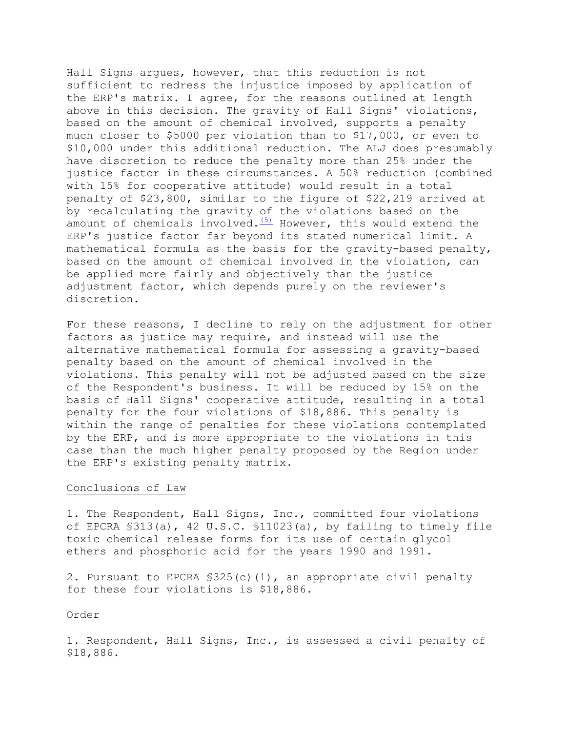Hall Signs argues, however, that this reduction is not sufficient to redress the injustice imposed by application of the ERP's matrix. I agree, for the reasons outlined at length above in this decision. The gravity of Hall Signs' violations, based on the amount of chemical involved, supports a penalty much closer to $5000 per violation than to $17,000, or even to $10,000 under this additional reduction. The ALJ does presumably have discretion to reduce the penalty more than 25% under the justice factor in these circumstances. A 50% reduction (combined with 15% for cooperative attitude) would result in a total penalty of $23,800, similar to the figure of $22,219 arrived at by recalculating the gravity of the violations based on the amount of chemicals involved.[(5)] However, this would extend the ERP's justice factor far beyond its stated numerical limit. A mathematical formula as the basis for the gravity-based penalty, based on the amount of chemical involved in the violation, can be applied more fairly and objectively than the justice adjustment factor, which depends purely on the reviewer's discretion.

For these reasons, I decline to rely on the adjustment for other factors as justice may require, and instead will use the alternative mathematical formula for assessing a gravity-based penalty based on the amount of chemical involved in the violations. This penalty will not be adjusted based on the size of the Respondent's business. It will be reduced by 15% on the basis of Hall Signs' cooperative attitude, resulting in a total penalty for the four violations of $18,886. This penalty is within the range of penalties for these violations contemplated by the ERP, and is more appropriate to the violations in this case than the much higher penalty proposed by the Region under the ERP's existing penalty matrix.

## Conclusions of Law

1. The Respondent, Hall Signs, Inc., committed four violations of EPCRA §313(a), 42 U.S.C. §11023(a), by failing to timely file toxic chemical release forms for its use of certain glycol ethers and phosphoric acid for the years 1990 and 1991.

2. Pursuant to EPCRA §325(c)(1), an appropriate civil penalty for these four violations is $18,886.

## Order

1. Respondent, Hall Signs, Inc., is assessed a civil penalty of $18,886.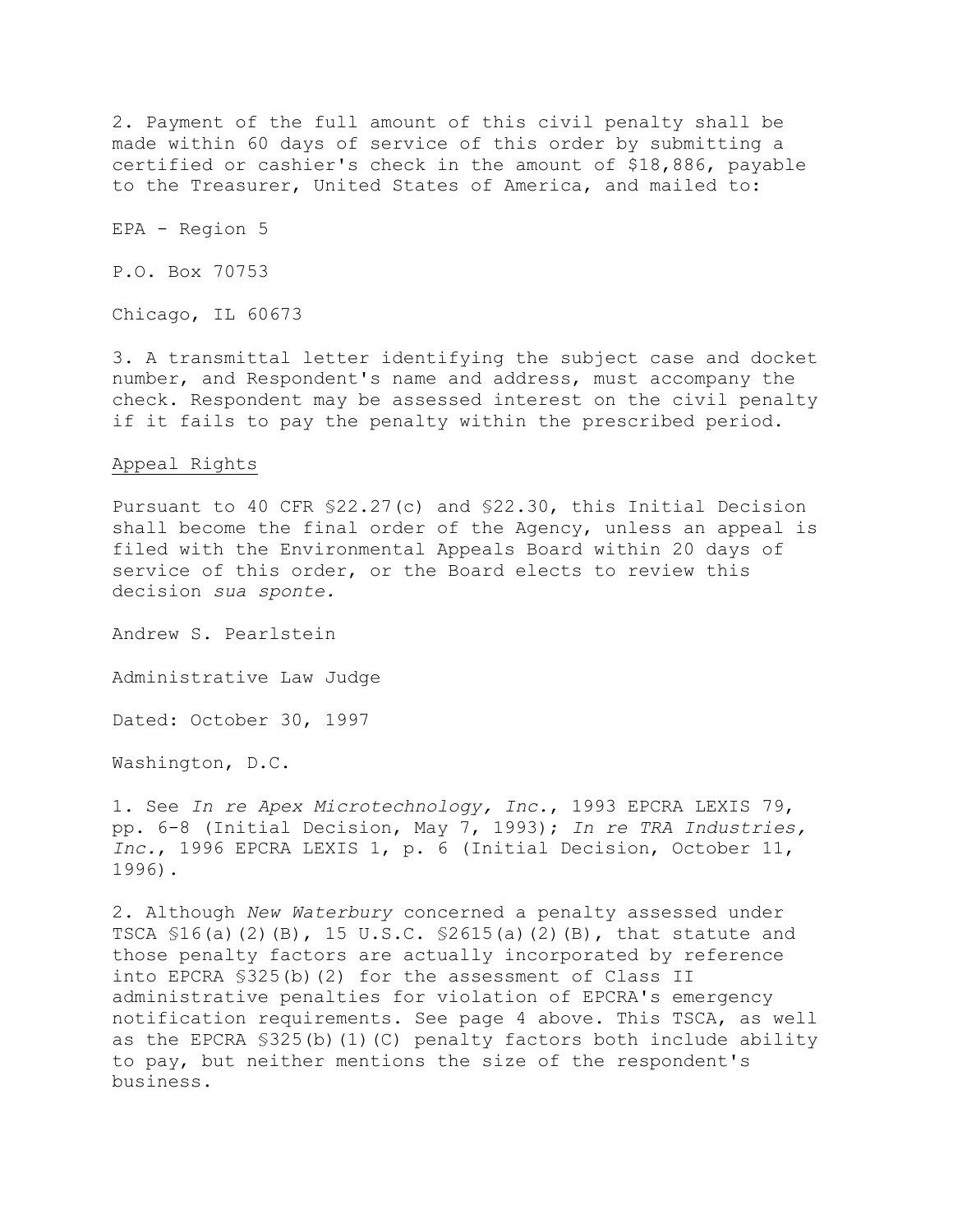2. Payment of the full amount of this civil penalty shall be made within 60 days of service of this order by submitting a certified or cashier's check in the amount of $18,886, payable to the Treasurer, United States of America, and mailed to:

EPA - Region 5

P.O. Box 70753

Chicago, IL 60673

3. A transmittal letter identifying the subject case and docket number, and Respondent's name and address, must accompany the check. Respondent may be assessed interest on the civil penalty if it fails to pay the penalty within the prescribed period.

Appeal Rights

Pursuant to 40 CFR §22.27(c) and §22.30, this Initial Decision shall become the final order of the Agency, unless an appeal is filed with the Environmental Appeals Board within 20 days of service of this order, or the Board elects to review this decision *sua sponte.*

Andrew S. Pearlstein

Administrative Law Judge

Dated: October 30, 1997

Washington, D.C.

1. See *In re Apex Microtechnology, Inc.*, 1993 EPCRA LEXIS 79, pp. 6-8 (Initial Decision, May 7, 1993); *In re TRA Industries, Inc.*, 1996 EPCRA LEXIS 1, p. 6 (Initial Decision, October 11, 1996).

2. Although *New Waterbury* concerned a penalty assessed under TSCA §16(a)(2)(B), 15 U.S.C. §2615(a)(2)(B), that statute and those penalty factors are actually incorporated by reference into EPCRA §325(b)(2) for the assessment of Class II administrative penalties for violation of EPCRA's emergency notification requirements. See page 4 above. This TSCA, as well as the EPCRA §325(b)(1)(C) penalty factors both include ability to pay, but neither mentions the size of the respondent's business.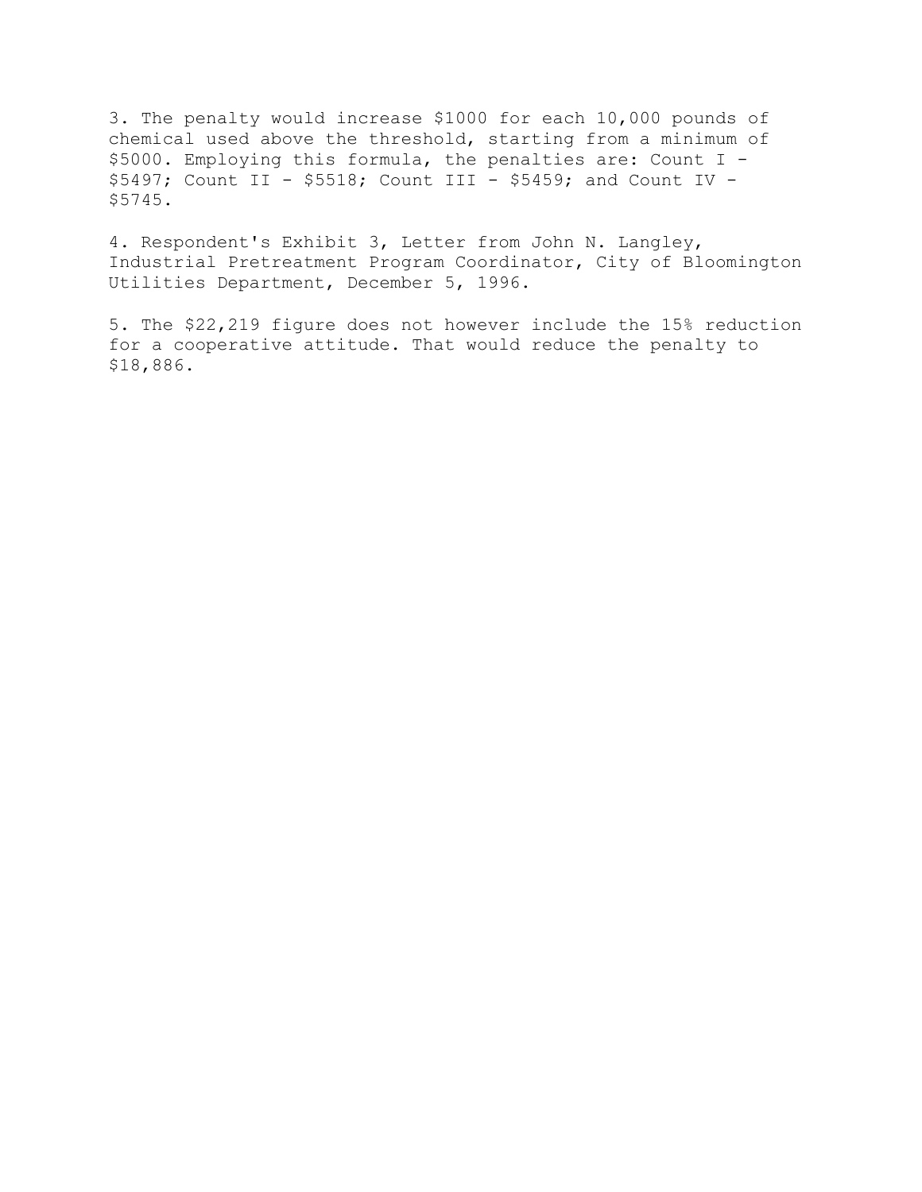3. The penalty would increase $1000 for each 10,000 pounds of chemical used above the threshold, starting from a minimum of $5000. Employing this formula, the penalties are: Count I - $5497; Count II - $5518; Count III - $5459; and Count IV - $5745.

4. Respondent's Exhibit 3, Letter from John N. Langley, Industrial Pretreatment Program Coordinator, City of Bloomington Utilities Department, December 5, 1996.

5. The $22,219 figure does not however include the 15% reduction for a cooperative attitude. That would reduce the penalty to $18,886.